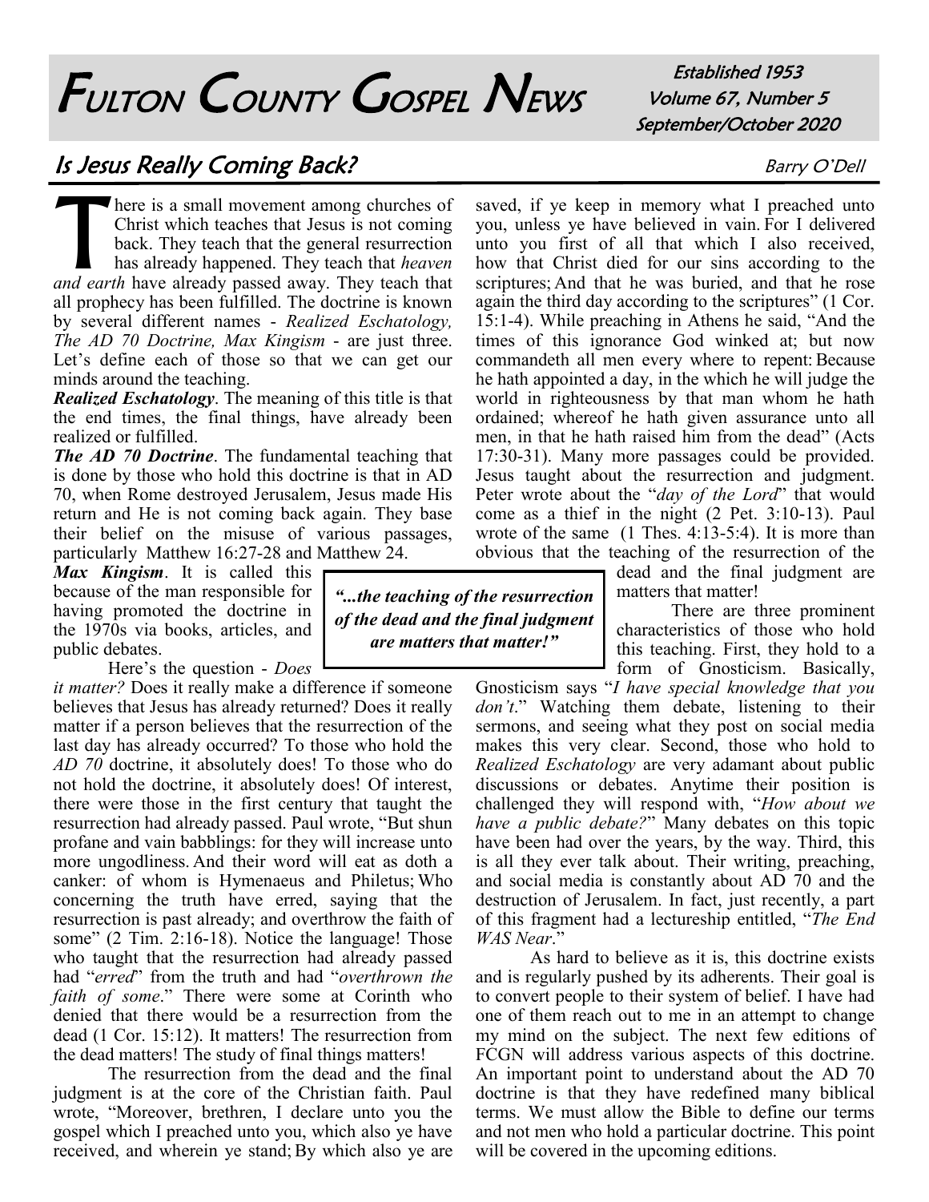# Fulton County Gospel News

Established 1953
Volume 67, Number 5
September/October 2020

## *Is Jesus Really Coming Back?*

Barry O'Dell

There is a small movement among churches of Christ which teaches that Jesus is not coming back. They teach that the general resurrection has already happened. They teach that *heaven and earth* have already passed away. They teach that all prophecy has been fulfilled. The doctrine is known by several different names - *Realized Eschatology, The AD 70 Doctrine, Max Kingism* - are just three. Let's define each of those so that we can get our minds around the teaching.

***Realized Eschatology***. The meaning of this title is that the end times, the final things, have already been realized or fulfilled.

***The AD 70 Doctrine***. The fundamental teaching that is done by those who hold this doctrine is that in AD 70, when Rome destroyed Jerusalem, Jesus made His return and He is not coming back again. They base their belief on the misuse of various passages, particularly Matthew 16:27-28 and Matthew 24.

***Max Kingism***. It is called this because of the man responsible for having promoted the doctrine in the 1970s via books, articles, and public debates.

Here's the question - *Does it matter?* Does it really make a difference if someone believes that Jesus has already returned? Does it really matter if a person believes that the resurrection of the last day has already occurred? To those who hold the *AD 70* doctrine, it absolutely does! To those who do not hold the doctrine, it absolutely does! Of interest, there were those in the first century that taught the resurrection had already passed. Paul wrote, "But shun profane and vain babblings: for they will increase unto more ungodliness. And their word will eat as doth a canker: of whom is Hymenaeus and Philetus; Who concerning the truth have erred, saying that the resurrection is past already; and overthrow the faith of some" (2 Tim. 2:16-18). Notice the language! Those who taught that the resurrection had already passed had "*erred*" from the truth and had "*overthrown the faith of some*." There were some at Corinth who denied that there would be a resurrection from the dead (1 Cor. 15:12). It matters! The resurrection from the dead matters! The study of final things matters!

The resurrection from the dead and the final judgment is at the core of the Christian faith. Paul wrote, "Moreover, brethren, I declare unto you the gospel which I preached unto you, which also ye have received, and wherein ye stand; By which also ye are saved, if ye keep in memory what I preached unto you, unless ye have believed in vain. For I delivered unto you first of all that which I also received, how that Christ died for our sins according to the scriptures; And that he was buried, and that he rose again the third day according to the scriptures" (1 Cor. 15:1-4). While preaching in Athens he said, "And the times of this ignorance God winked at; but now commandeth all men every where to repent: Because he hath appointed a day, in the which he will judge the world in righteousness by that man whom he hath ordained; whereof he hath given assurance unto all men, in that he hath raised him from the dead" (Acts 17:30-31). Many more passages could be provided. Jesus taught about the resurrection and judgment. Peter wrote about the "*day of the Lord*" that would come as a thief in the night (2 Pet. 3:10-13). Paul wrote of the same (1 Thes. 4:13-5:4). It is more than obvious that the teaching of the resurrection of the dead and the final judgment are matters that matter!

> ***"...the teaching of the resurrection of the dead and the final judgment are matters that matter!"***

There are three prominent characteristics of those who hold this teaching. First, they hold to a form of Gnosticism. Basically, Gnosticism says "*I have special knowledge that you don't*." Watching them debate, listening to their sermons, and seeing what they post on social media makes this very clear. Second, those who hold to *Realized Eschatology* are very adamant about public discussions or debates. Anytime their position is challenged they will respond with, "*How about we have a public debate?*" Many debates on this topic have been had over the years, by the way. Third, this is all they ever talk about. Their writing, preaching, and social media is constantly about AD 70 and the destruction of Jerusalem. In fact, just recently, a part of this fragment had a lectureship entitled, "*The End WAS Near*."

As hard to believe as it is, this doctrine exists and is regularly pushed by its adherents. Their goal is to convert people to their system of belief. I have had one of them reach out to me in an attempt to change my mind on the subject. The next few editions of FCGN will address various aspects of this doctrine. An important point to understand about the AD 70 doctrine is that they have redefined many biblical terms. We must allow the Bible to define our terms and not men who hold a particular doctrine. This point will be covered in the upcoming editions.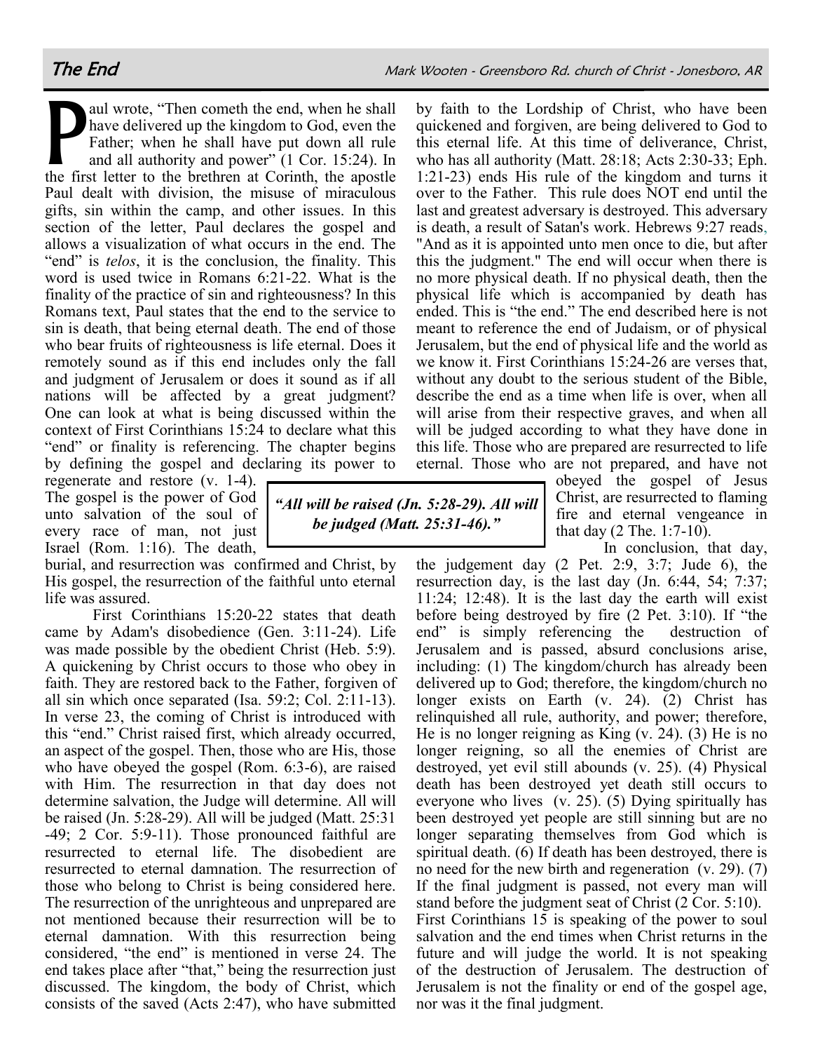## The End

Mark Wooten - Greensboro Rd. church of Christ - Jonesboro, AR

Paul wrote, "Then cometh the end, when he shall have delivered up the kingdom to God, even the Father; when he shall have put down all rule and all authority and power" (1 Cor. 15:24). In the first letter to the brethren at Corinth, the apostle Paul dealt with division, the misuse of miraculous gifts, sin within the camp, and other issues. In this section of the letter, Paul declares the gospel and allows a visualization of what occurs in the end. The "end" is *telos*, it is the conclusion, the finality. This word is used twice in Romans 6:21-22. What is the finality of the practice of sin and righteousness? In this Romans text, Paul states that the end to the service to sin is death, that being eternal death. The end of those who bear fruits of righteousness is life eternal. Does it remotely sound as if this end includes only the fall and judgment of Jerusalem or does it sound as if all nations will be affected by a great judgment? One can look at what is being discussed within the context of First Corinthians 15:24 to declare what this "end" or finality is referencing. The chapter begins by defining the gospel and declaring its power to regenerate and restore (v. 1-4). The gospel is the power of God unto salvation of the soul of every race of man, not just Israel (Rom. 1:16). The death, burial, and resurrection was confirmed and Christ, by His gospel, the resurrection of the faithful unto eternal life was assured.

First Corinthians 15:20-22 states that death came by Adam's disobedience (Gen. 3:11-24). Life was made possible by the obedient Christ (Heb. 5:9). A quickening by Christ occurs to those who obey in faith. They are restored back to the Father, forgiven of all sin which once separated (Isa. 59:2; Col. 2:11-13). In verse 23, the coming of Christ is introduced with this "end." Christ raised first, which already occurred, an aspect of the gospel. Then, those who are His, those who have obeyed the gospel (Rom. 6:3-6), are raised with Him. The resurrection in that day does not determine salvation, the Judge will determine. All will be raised (Jn. 5:28-29). All will be judged (Matt. 25:31-49; 2 Cor. 5:9-11). Those pronounced faithful are resurrected to eternal life. The disobedient are resurrected to eternal damnation. The resurrection of those who belong to Christ is being considered here. The resurrection of the unrighteous and unprepared are not mentioned because their resurrection will be to eternal damnation. With this resurrection being considered, "the end" is mentioned in verse 24. The end takes place after "that," being the resurrection just discussed. The kingdom, the body of Christ, which consists of the saved (Acts 2:47), who have submitted by faith to the Lordship of Christ, who have been quickened and forgiven, are being delivered to God to this eternal life. At this time of deliverance, Christ, who has all authority (Matt. 28:18; Acts 2:30-33; Eph. 1:21-23) ends His rule of the kingdom and turns it over to the Father. This rule does NOT end until the last and greatest adversary is destroyed. This adversary is death, a result of Satan's work. Hebrews 9:27 reads, "And as it is appointed unto men once to die, but after this the judgment." The end will occur when there is no more physical death. If no physical death, then the physical life which is accompanied by death has ended. This is "the end." The end described here is not meant to reference the end of Judaism, or of physical Jerusalem, but the end of physical life and the world as we know it. First Corinthians 15:24-26 are verses that, without any doubt to the serious student of the Bible, describe the end as a time when life is over, when all will arise from their respective graves, and when all will be judged according to what they have done in this life. Those who are prepared are resurrected to life eternal. Those who are not prepared, and have not obeyed the gospel of Jesus Christ, are resurrected to flaming fire and eternal vengeance in that day (2 The. 1:7-10).

> ***"All will be raised (Jn. 5:28-29). All will be judged (Matt. 25:31-46)."***

In conclusion, that day, the judgement day (2 Pet. 2:9, 3:7; Jude 6), the resurrection day, is the last day (Jn. 6:44, 54; 7:37; 11:24; 12:48). It is the last day the earth will exist before being destroyed by fire (2 Pet. 3:10). If "the end" is simply referencing the destruction of Jerusalem and is passed, absurd conclusions arise, including: (1) The kingdom/church has already been delivered up to God; therefore, the kingdom/church no longer exists on Earth (v. 24). (2) Christ has relinquished all rule, authority, and power; therefore, He is no longer reigning as King (v. 24). (3) He is no longer reigning, so all the enemies of Christ are destroyed, yet evil still abounds (v. 25). (4) Physical death has been destroyed yet death still occurs to everyone who lives (v. 25). (5) Dying spiritually has been destroyed yet people are still sinning but are no longer separating themselves from God which is spiritual death. (6) If death has been destroyed, there is no need for the new birth and regeneration (v. 29). (7) If the final judgment is passed, not every man will stand before the judgment seat of Christ (2 Cor. 5:10). First Corinthians 15 is speaking of the power to soul salvation and the end times when Christ returns in the future and will judge the world. It is not speaking of the destruction of Jerusalem. The destruction of Jerusalem is not the finality or end of the gospel age, nor was it the final judgment.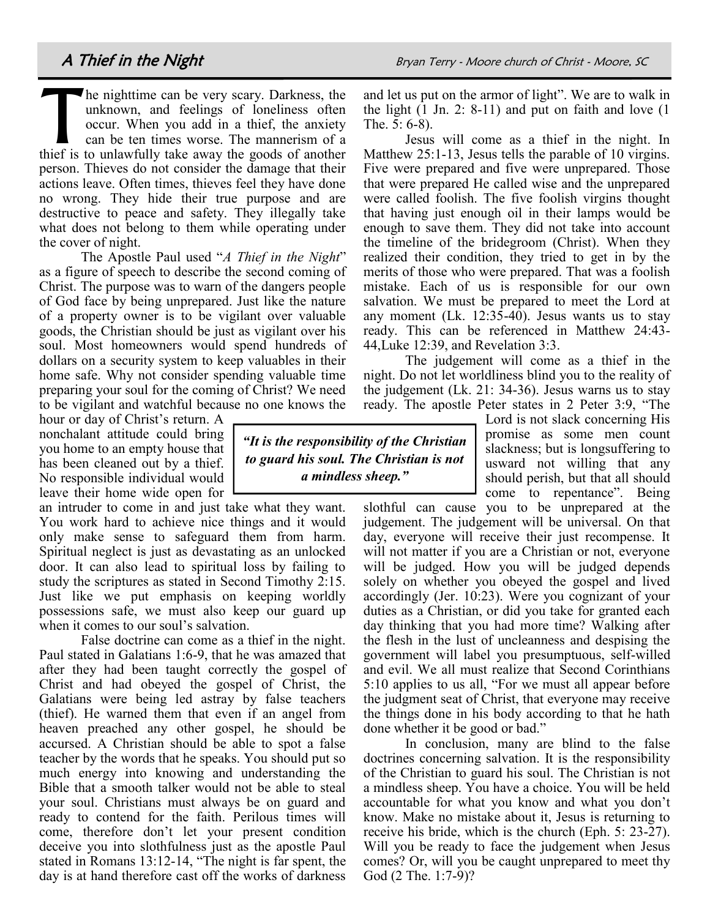# A Thief in the Night

Bryan Terry - Moore church of Christ - Moore, SC

The nighttime can be very scary. Darkness, the unknown, and feelings of loneliness often occur. When you add in a thief, the anxiety can be ten times worse. The mannerism of a thief is to unlawfully take away the goods of another person. Thieves do not consider the damage that their actions leave. Often times, thieves feel they have done no wrong. They hide their true purpose and are destructive to peace and safety. They illegally take what does not belong to them while operating under the cover of night.

The Apostle Paul used "*A Thief in the Night*" as a figure of speech to describe the second coming of Christ. The purpose was to warn of the dangers people of God face by being unprepared. Just like the nature of a property owner is to be vigilant over valuable goods, the Christian should be just as vigilant over his soul. Most homeowners would spend hundreds of dollars on a security system to keep valuables in their home safe. Why not consider spending valuable time preparing your soul for the coming of Christ? We need to be vigilant and watchful because no one knows the hour or day of Christ's return. A nonchalant attitude could bring you home to an empty house that has been cleaned out by a thief. No responsible individual would leave their home wide open for an intruder to come in and just take what they want. You work hard to achieve nice things and it would only make sense to safeguard them from harm. Spiritual neglect is just as devastating as an unlocked door. It can also lead to spiritual loss by failing to study the scriptures as stated in Second Timothy 2:15. Just like we put emphasis on keeping worldly possessions safe, we must also keep our guard up when it comes to our soul's salvation.

> ***"It is the responsibility of the Christian to guard his soul. The Christian is not a mindless sheep."***

False doctrine can come as a thief in the night. Paul stated in Galatians 1:6-9, that he was amazed that after they had been taught correctly the gospel of Christ and had obeyed the gospel of Christ, the Galatians were being led astray by false teachers (thief). He warned them that even if an angel from heaven preached any other gospel, he should be accursed. A Christian should be able to spot a false teacher by the words that he speaks. You should put so much energy into knowing and understanding the Bible that a smooth talker would not be able to steal your soul. Christians must always be on guard and ready to contend for the faith. Perilous times will come, therefore don't let your present condition deceive you into slothfulness just as the apostle Paul stated in Romans 13:12-14, "The night is far spent, the day is at hand therefore cast off the works of darkness and let us put on the armor of light". We are to walk in the light (1 Jn. 2: 8-11) and put on faith and love (1 The. 5: 6-8).

Jesus will come as a thief in the night. In Matthew 25:1-13, Jesus tells the parable of 10 virgins. Five were prepared and five were unprepared. Those that were prepared He called wise and the unprepared were called foolish. The five foolish virgins thought that having just enough oil in their lamps would be enough to save them. They did not take into account the timeline of the bridegroom (Christ). When they realized their condition, they tried to get in by the merits of those who were prepared. That was a foolish mistake. Each of us is responsible for our own salvation. We must be prepared to meet the Lord at any moment (Lk. 12:35-40). Jesus wants us to stay ready. This can be referenced in Matthew 24:43-44,Luke 12:39, and Revelation 3:3.

The judgement will come as a thief in the night. Do not let worldliness blind you to the reality of the judgement (Lk. 21: 34-36). Jesus warns us to stay ready. The apostle Peter states in 2 Peter 3:9, "The Lord is not slack concerning His promise as some men count slackness; but is longsuffering to usward not willing that any should perish, but that all should come to repentance". Being slothful can cause you to be unprepared at the judgement. The judgement will be universal. On that day, everyone will receive their just recompense. It will not matter if you are a Christian or not, everyone will be judged. How you will be judged depends solely on whether you obeyed the gospel and lived accordingly (Jer. 10:23). Were you cognizant of your duties as a Christian, or did you take for granted each day thinking that you had more time? Walking after the flesh in the lust of uncleanness and despising the government will label you presumptuous, self-willed and evil. We all must realize that Second Corinthians 5:10 applies to us all, "For we must all appear before the judgment seat of Christ, that everyone may receive the things done in his body according to that he hath done whether it be good or bad."

In conclusion, many are blind to the false doctrines concerning salvation. It is the responsibility of the Christian to guard his soul. The Christian is not a mindless sheep. You have a choice. You will be held accountable for what you know and what you don't know. Make no mistake about it, Jesus is returning to receive his bride, which is the church (Eph. 5: 23-27). Will you be ready to face the judgement when Jesus comes? Or, will you be caught unprepared to meet thy God (2 The. 1:7-9)?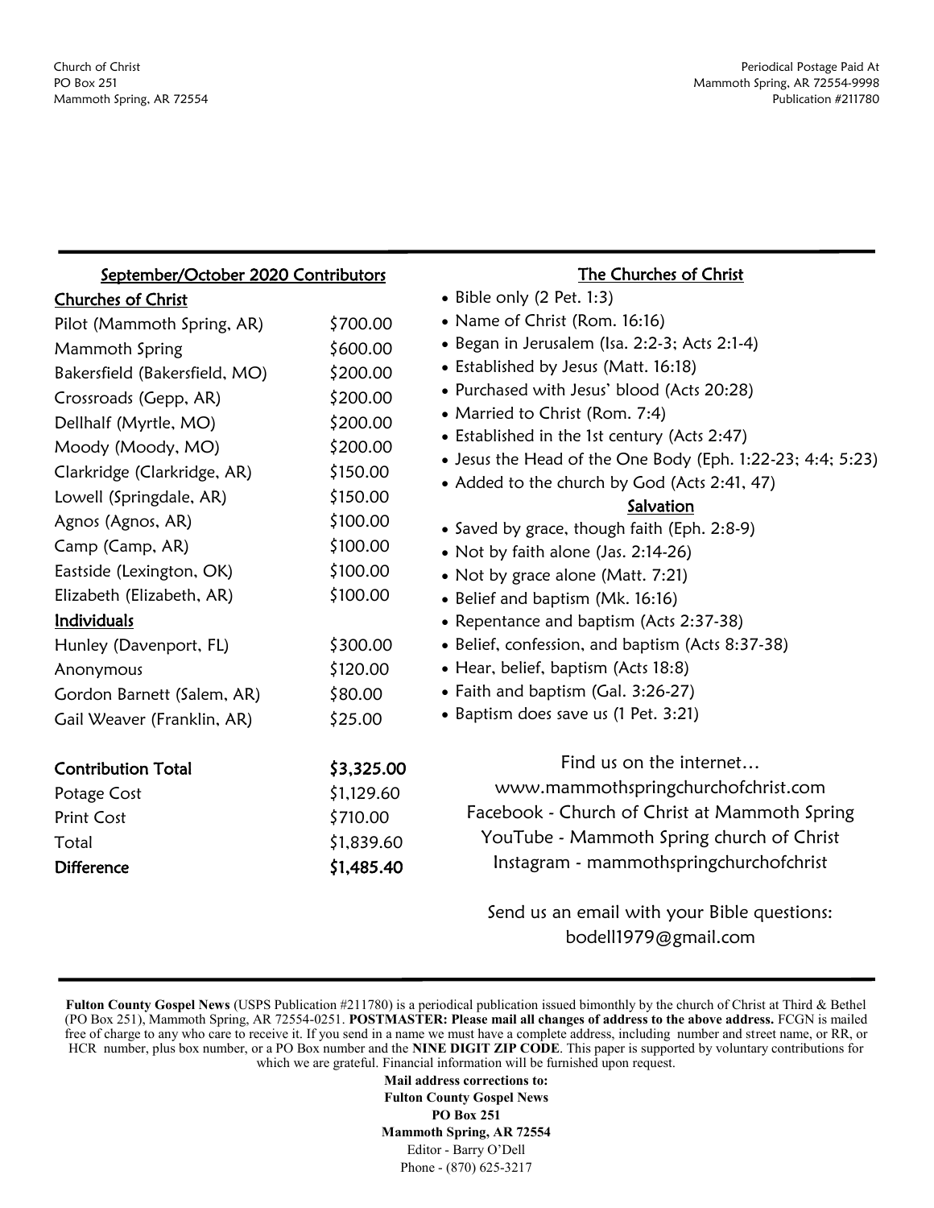Church of Christ
PO Box 251
Mammoth Spring, AR 72554

Periodical Postage Paid At
Mammoth Spring, AR 72554-9998
Publication #211780

## September/October 2020 Contributors

| | |
|---|---|
| **Churches of Christ** | |
| Pilot (Mammoth Spring, AR) | $700.00 |
| Mammoth Spring | $600.00 |
| Bakersfield (Bakersfield, MO) | $200.00 |
| Crossroads (Gepp, AR) | $200.00 |
| Dellhalf (Myrtle, MO) | $200.00 |
| Moody (Moody, MO) | $200.00 |
| Clarkridge (Clarkridge, AR) | $150.00 |
| Lowell (Springdale, AR) | $150.00 |
| Agnos (Agnos, AR) | $100.00 |
| Camp (Camp, AR) | $100.00 |
| Eastside (Lexington, OK) | $100.00 |
| Elizabeth (Elizabeth, AR) | $100.00 |
| **Individuals** | |
| Hunley (Davenport, FL) | $300.00 |
| Anonymous | $120.00 |
| Gordon Barnett (Salem, AR) | $80.00 |
| Gail Weaver (Franklin, AR) | $25.00 |
| | |
| Contribution Total | $3,325.00 |
| Potage Cost | $1,129.60 |
| Print Cost | $710.00 |
| Total | $1,839.60 |
| Difference | $1,485.40 |

## The Churches of Christ

- Bible only (2 Pet. 1:3)
- Name of Christ (Rom. 16:16)
- Began in Jerusalem (Isa. 2:2-3; Acts 2:1-4)
- Established by Jesus (Matt. 16:18)
- Purchased with Jesus' blood (Acts 20:28)
- Married to Christ (Rom. 7:4)
- Established in the 1st century (Acts 2:47)
- Jesus the Head of the One Body (Eph. 1:22-23; 4:4; 5:23)
- Added to the church by God (Acts 2:41, 47)

## Salvation

- Saved by grace, though faith (Eph. 2:8-9)
- Not by faith alone (Jas. 2:14-26)
- Not by grace alone (Matt. 7:21)
- Belief and baptism (Mk. 16:16)
- Repentance and baptism (Acts 2:37-38)
- Belief, confession, and baptism (Acts 8:37-38)
- Hear, belief, baptism (Acts 18:8)
- Faith and baptism (Gal. 3:26-27)
- Baptism does save us (1 Pet. 3:21)

Find us on the internet…
www.mammothspringchurchofchrist.com
Facebook - Church of Christ at Mammoth Spring
YouTube - Mammoth Spring church of Christ
Instagram - mammothspringchurchofchrist

Send us an email with your Bible questions:
bodell1979@gmail.com

**Fulton County Gospel News** (USPS Publication #211780) is a periodical publication issued bimonthly by the church of Christ at Third & Bethel (PO Box 251), Mammoth Spring, AR 72554-0251. **POSTMASTER: Please mail all changes of address to the above address.** FCGN is mailed free of charge to any who care to receive it. If you send in a name we must have a complete address, including number and street name, or RR, or HCR number, plus box number, or a PO Box number and the **NINE DIGIT ZIP CODE**. This paper is supported by voluntary contributions for which we are grateful. Financial information will be furnished upon request.

**Mail address corrections to:**
**Fulton County Gospel News**
**PO Box 251**
**Mammoth Spring, AR 72554**
Editor - Barry O'Dell
Phone - (870) 625-3217